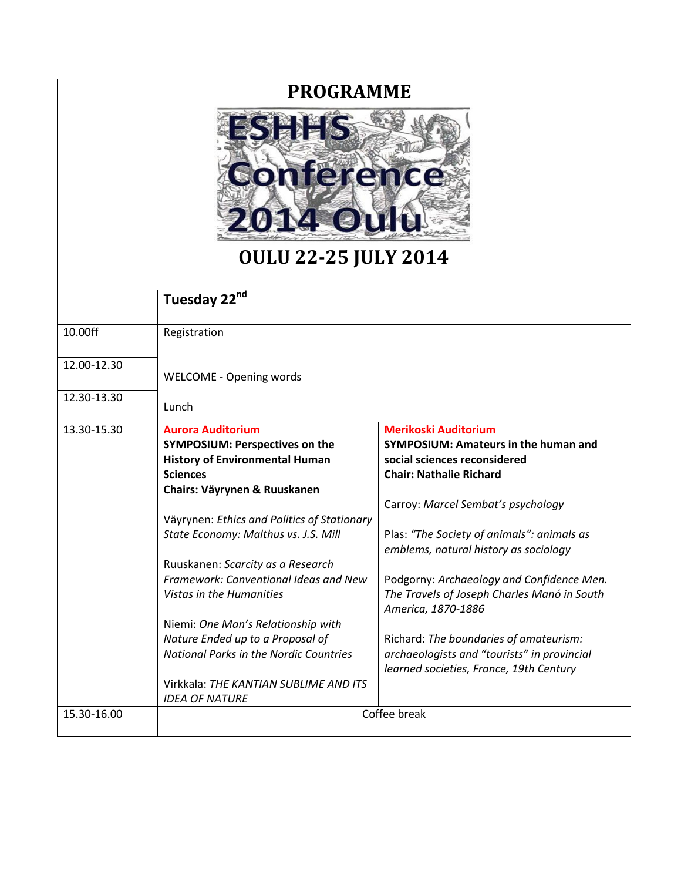# PROGRAMME

ESHHS Conference 2014 Oulu

## OULU 22-25 JULY 2014

| | Tuesday 22nd | |
|---|---|---|
| 10.00ff | Registration | |
| 12.00-12.30 | WELCOME - Opening words | |
| 12.30-13.30 | Lunch | |
| 13.30-15.30 | **Aurora Auditorium**<br>**SYMPOSIUM: Perspectives on the History of Environmental Human Sciences**<br>**Chairs: Väyrynen & Ruuskanen**<br><br>Väyrynen: *Ethics and Politics of Stationary State Economy: Malthus vs. J.S. Mill*<br><br>Ruuskanen: *Scarcity as a Research Framework: Conventional Ideas and New Vistas in the Humanities*<br><br>Niemi: *One Man's Relationship with Nature Ended up to a Proposal of National Parks in the Nordic Countries*<br><br>Virkkala: *THE KANTIAN SUBLIME AND ITS IDEA OF NATURE* | **Merikoski Auditorium**<br>**SYMPOSIUM: Amateurs in the human and social sciences reconsidered**<br>**Chair: Nathalie Richard**<br><br>Carroy: *Marcel Sembat's psychology*<br><br>Plas: *"The Society of animals": animals as emblems, natural history as sociology*<br><br>Podgorny: *Archaeology and Confidence Men. The Travels of Joseph Charles Manó in South America, 1870-1886*<br><br>Richard: *The boundaries of amateurism: archaeologists and "tourists" in provincial learned societies, France, 19th Century* |
| 15.30-16.00 | Coffee break | |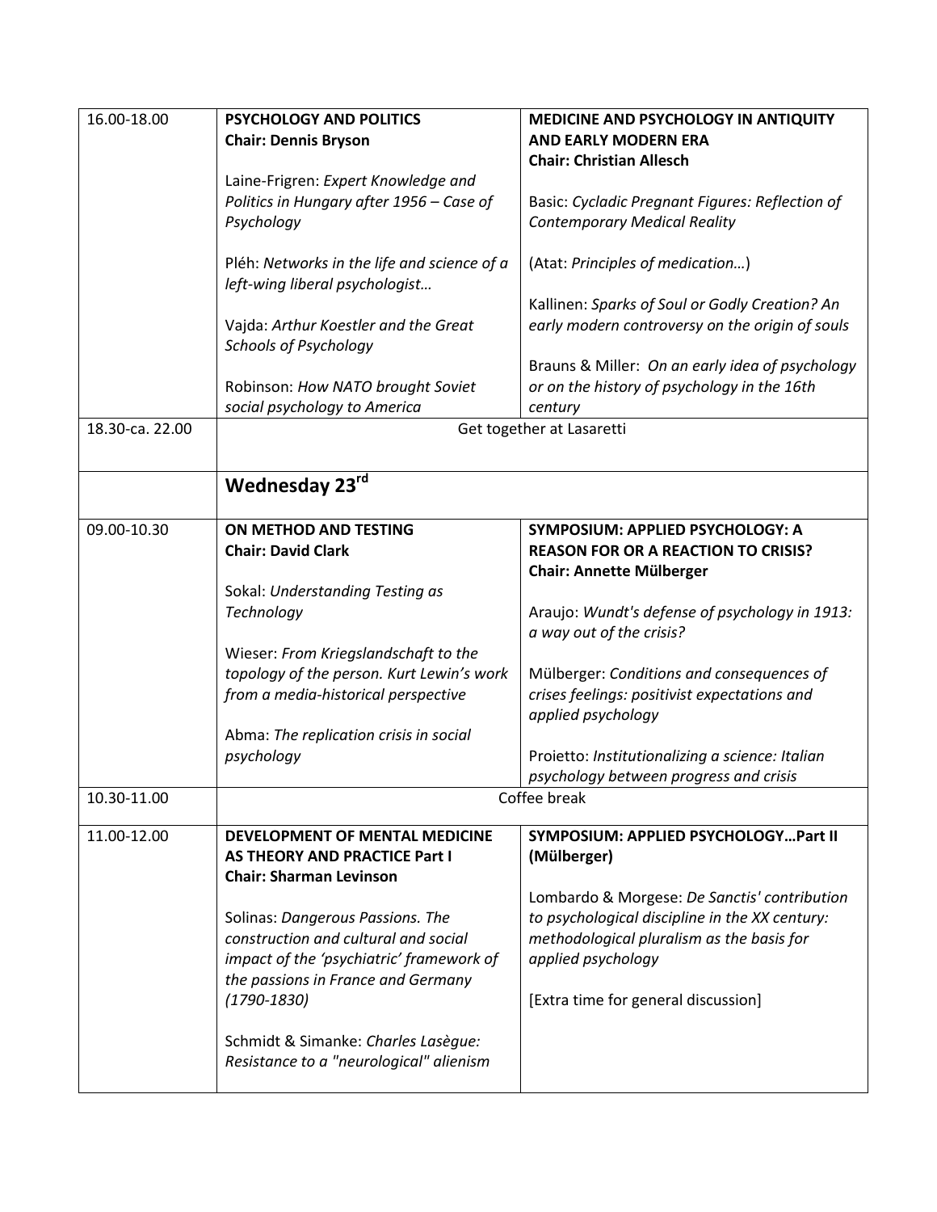| | | |
|---|---|---|
| 16.00-18.00 | **PSYCHOLOGY AND POLITICS**<br>**Chair: Dennis Bryson**<br><br>Laine-Frigren: *Expert Knowledge and Politics in Hungary after 1956 – Case of Psychology*<br><br>Pléh: *Networks in the life and science of a left-wing liberal psychologist…*<br><br>Vajda: *Arthur Koestler and the Great Schools of Psychology*<br><br>Robinson: *How NATO brought Soviet social psychology to America* | **MEDICINE AND PSYCHOLOGY IN ANTIQUITY AND EARLY MODERN ERA**<br>**Chair: Christian Allesch**<br><br>Basic: *Cycladic Pregnant Figures: Reflection of Contemporary Medical Reality*<br><br>(Atat: *Principles of medication…*)<br><br>Kallinen: *Sparks of Soul or Godly Creation? An early modern controversy on the origin of souls*<br><br>Brauns & Miller: *On an early idea of psychology or on the history of psychology in the 16th century* |
| 18.30-ca. 22.00 | Get together at Lasaretti | |
| | **Wednesday 23rd** | |
| 09.00-10.30 | **ON METHOD AND TESTING**<br>**Chair: David Clark**<br><br>Sokal: *Understanding Testing as Technology*<br><br>Wieser: *From Kriegslandschaft to the topology of the person. Kurt Lewin's work from a media-historical perspective*<br><br>Abma: *The replication crisis in social psychology* | **SYMPOSIUM: APPLIED PSYCHOLOGY: A REASON FOR OR A REACTION TO CRISIS?**<br>**Chair: Annette Mülberger**<br><br>Araujo: *Wundt's defense of psychology in 1913: a way out of the crisis?*<br><br>Mülberger: *Conditions and consequences of crises feelings: positivist expectations and applied psychology*<br><br>Proietto: *Institutionalizing a science: Italian psychology between progress and crisis* |
| 10.30-11.00 | Coffee break | |
| 11.00-12.00 | **DEVELOPMENT OF MENTAL MEDICINE AS THEORY AND PRACTICE Part I**<br>**Chair: Sharman Levinson**<br><br>Solinas: *Dangerous Passions. The construction and cultural and social impact of the 'psychiatric' framework of the passions in France and Germany (1790-1830)*<br><br>Schmidt & Simanke: *Charles Lasègue: Resistance to a "neurological" alienism* | **SYMPOSIUM: APPLIED PSYCHOLOGY…Part II (Mülberger)**<br><br>Lombardo & Morgese: *De Sanctis' contribution to psychological discipline in the XX century: methodological pluralism as the basis for applied psychology*<br><br>[Extra time for general discussion] |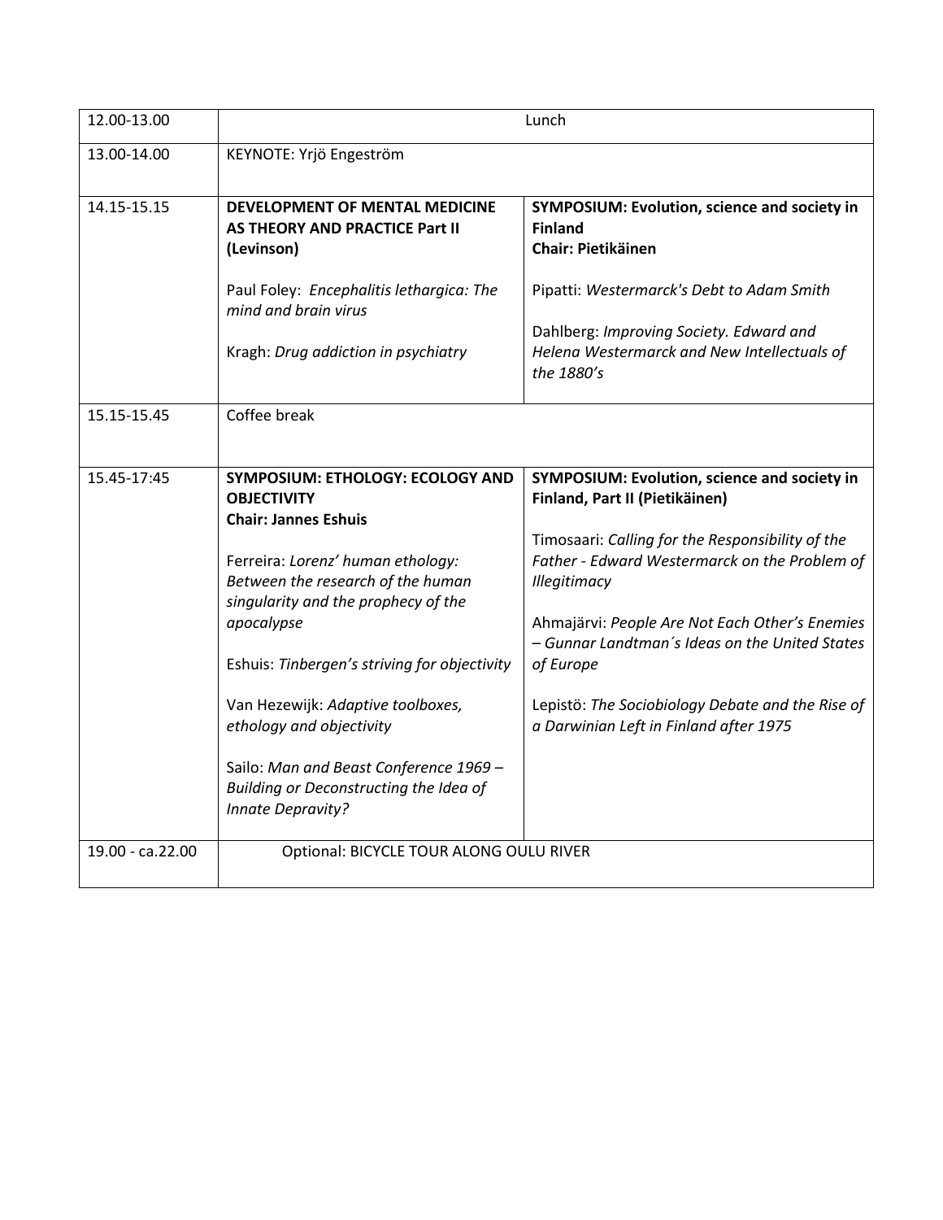| | | |
|---|---|---|
| 12.00-13.00 | Lunch | |
| 13.00-14.00 | KEYNOTE: Yrjö Engeström | |
| 14.15-15.15 | **DEVELOPMENT OF MENTAL MEDICINE AS THEORY AND PRACTICE Part II (Levinson)**<br><br>Paul Foley: *Encephalitis lethargica: The mind and brain virus*<br><br>Kragh: *Drug addiction in psychiatry* | **SYMPOSIUM: Evolution, science and society in Finland**<br>**Chair: Pietikäinen**<br><br>Pipatti: *Westermarck's Debt to Adam Smith*<br><br>Dahlberg: *Improving Society. Edward and Helena Westermarck and New Intellectuals of the 1880's* |
| 15.15-15.45 | Coffee break | |
| 15.45-17:45 | **SYMPOSIUM: ETHOLOGY: ECOLOGY AND OBJECTIVITY**<br>**Chair: Jannes Eshuis**<br><br>Ferreira: *Lorenz' human ethology: Between the research of the human singularity and the prophecy of the apocalypse*<br><br>Eshuis: *Tinbergen's striving for objectivity*<br><br>Van Hezewijk: *Adaptive toolboxes, ethology and objectivity*<br><br>Sailo: *Man and Beast Conference 1969 – Building or Deconstructing the Idea of Innate Depravity?* | **SYMPOSIUM: Evolution, science and society in Finland, Part II (Pietikäinen)**<br><br>Timosaari: *Calling for the Responsibility of the Father - Edward Westermarck on the Problem of Illegitimacy*<br><br>Ahmajärvi: *People Are Not Each Other's Enemies – Gunnar Landtman´s Ideas on the United States of Europe*<br><br>Lepistö: *The Sociobiology Debate and the Rise of a Darwinian Left in Finland after 1975* |
| 19.00 - ca.22.00 | Optional: BICYCLE TOUR ALONG OULU RIVER | |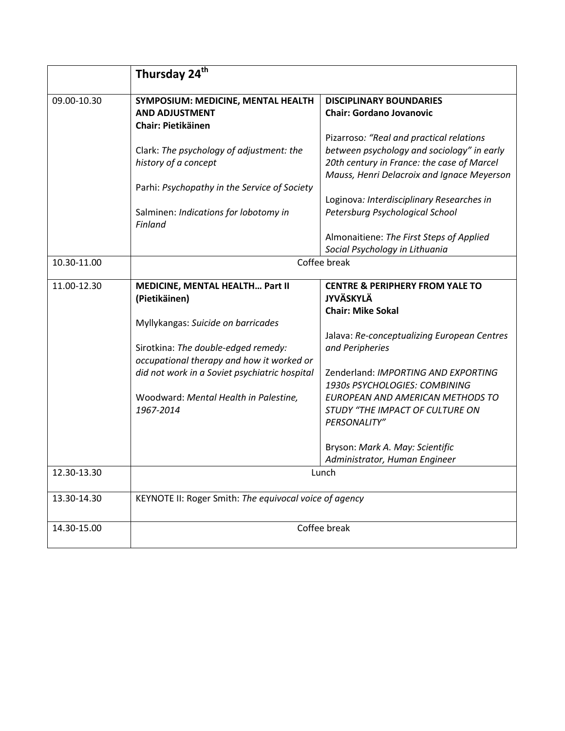| | **Thursday 24th** | |
|---|---|---|
| 09.00-10.30 | **SYMPOSIUM: MEDICINE, MENTAL HEALTH AND ADJUSTMENT**<br>**Chair: Pietikäinen**<br><br>Clark: *The psychology of adjustment: the history of a concept*<br><br>Parhi: *Psychopathy in the Service of Society*<br><br>Salminen: *Indications for lobotomy in Finland* | **DISCIPLINARY BOUNDARIES**<br>**Chair: Gordano Jovanovic**<br><br>Pizarroso: *"Real and practical relations between psychology and sociology" in early 20th century in France: the case of Marcel Mauss, Henri Delacroix and Ignace Meyerson*<br><br>Loginova: *Interdisciplinary Researches in Petersburg Psychological School*<br><br>Almonaitiene: *The First Steps of Applied Social Psychology in Lithuania* |
| 10.30-11.00 | Coffee break | |
| 11.00-12.30 | **MEDICINE, MENTAL HEALTH… Part II (Pietikäinen)**<br><br>Myllykangas: *Suicide on barricades*<br><br>Sirotkina: *The double-edged remedy: occupational therapy and how it worked or did not work in a Soviet psychiatric hospital*<br><br>Woodward: *Mental Health in Palestine, 1967-2014* | **CENTRE & PERIPHERY FROM YALE TO JYVÄSKYLÄ**<br>**Chair: Mike Sokal**<br><br>Jalava: *Re-conceptualizing European Centres and Peripheries*<br><br>Zenderland: *IMPORTING AND EXPORTING 1930s PSYCHOLOGIES: COMBINING EUROPEAN AND AMERICAN METHODS TO STUDY "THE IMPACT OF CULTURE ON PERSONALITY"*<br><br>Bryson: *Mark A. May: Scientific Administrator, Human Engineer* |
| 12.30-13.30 | Lunch | |
| 13.30-14.30 | KEYNOTE II: Roger Smith: *The equivocal voice of agency* | |
| 14.30-15.00 | Coffee break | |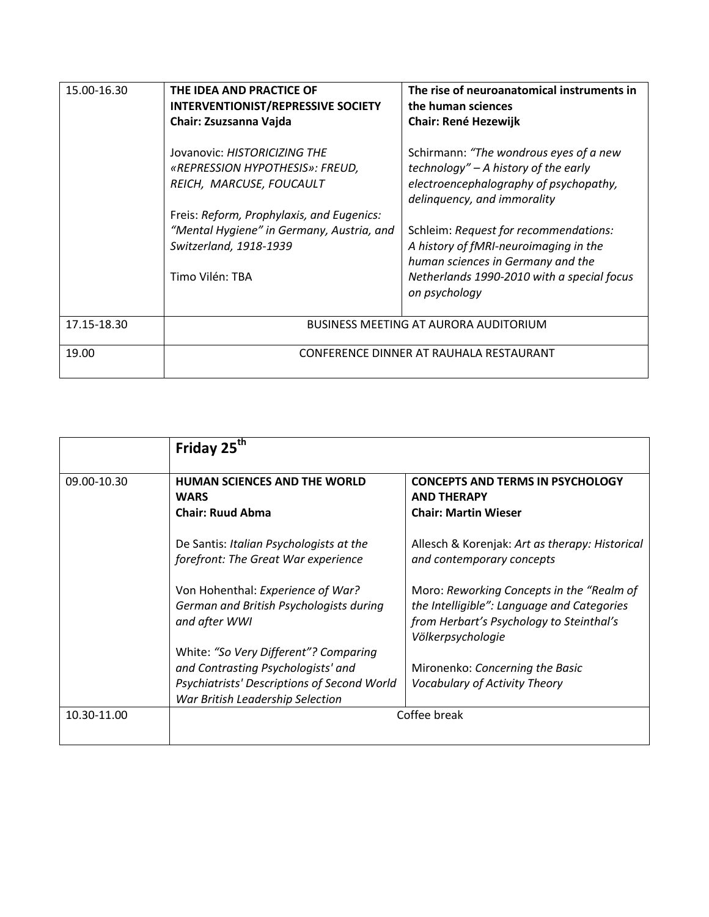| | | |
|---|---|---|
| 15.00-16.30 | **THE IDEA AND PRACTICE OF INTERVENTIONIST/REPRESSIVE SOCIETY**<br>**Chair: Zsuzsanna Vajda**<br><br>Jovanovic: *HISTORICIZING THE «REPRESSION HYPOTHESIS»: FREUD, REICH, MARCUSE, FOUCAULT*<br><br>Freis: *Reform, Prophylaxis, and Eugenics: "Mental Hygiene" in Germany, Austria, and Switzerland, 1918-1939*<br><br>Timo Vilén: TBA | **The rise of neuroanatomical instruments in the human sciences**<br>**Chair: René Hezewijk**<br><br>Schirmann: *"The wondrous eyes of a new technology" – A history of the early electroencephalography of psychopathy, delinquency, and immorality*<br><br>Schleim: *Request for recommendations: A history of fMRI-neuroimaging in the human sciences in Germany and the Netherlands 1990-2010 with a special focus on psychology* |
| 17.15-18.30 | BUSINESS MEETING AT AURORA AUDITORIUM | |
| 19.00 | CONFERENCE DINNER AT RAUHALA RESTAURANT | |

| | **Friday 25th** | |
|---|---|---|
| 09.00-10.30 | **HUMAN SCIENCES AND THE WORLD WARS**<br>**Chair: Ruud Abma**<br><br>De Santis: *Italian Psychologists at the forefront: The Great War experience*<br><br>Von Hohenthal: *Experience of War? German and British Psychologists during and after WWI*<br><br>White: *"So Very Different"? Comparing and Contrasting Psychologists' and Psychiatrists' Descriptions of Second World War British Leadership Selection* | **CONCEPTS AND TERMS IN PSYCHOLOGY AND THERAPY**<br>**Chair: Martin Wieser**<br><br>Allesch & Korenjak: *Art as therapy: Historical and contemporary concepts*<br><br>Moro: *Reworking Concepts in the "Realm of the Intelligible": Language and Categories from Herbart's Psychology to Steinthal's Völkerpsychologie*<br><br>Mironenko: *Concerning the Basic Vocabulary of Activity Theory* |
| 10.30-11.00 | Coffee break | |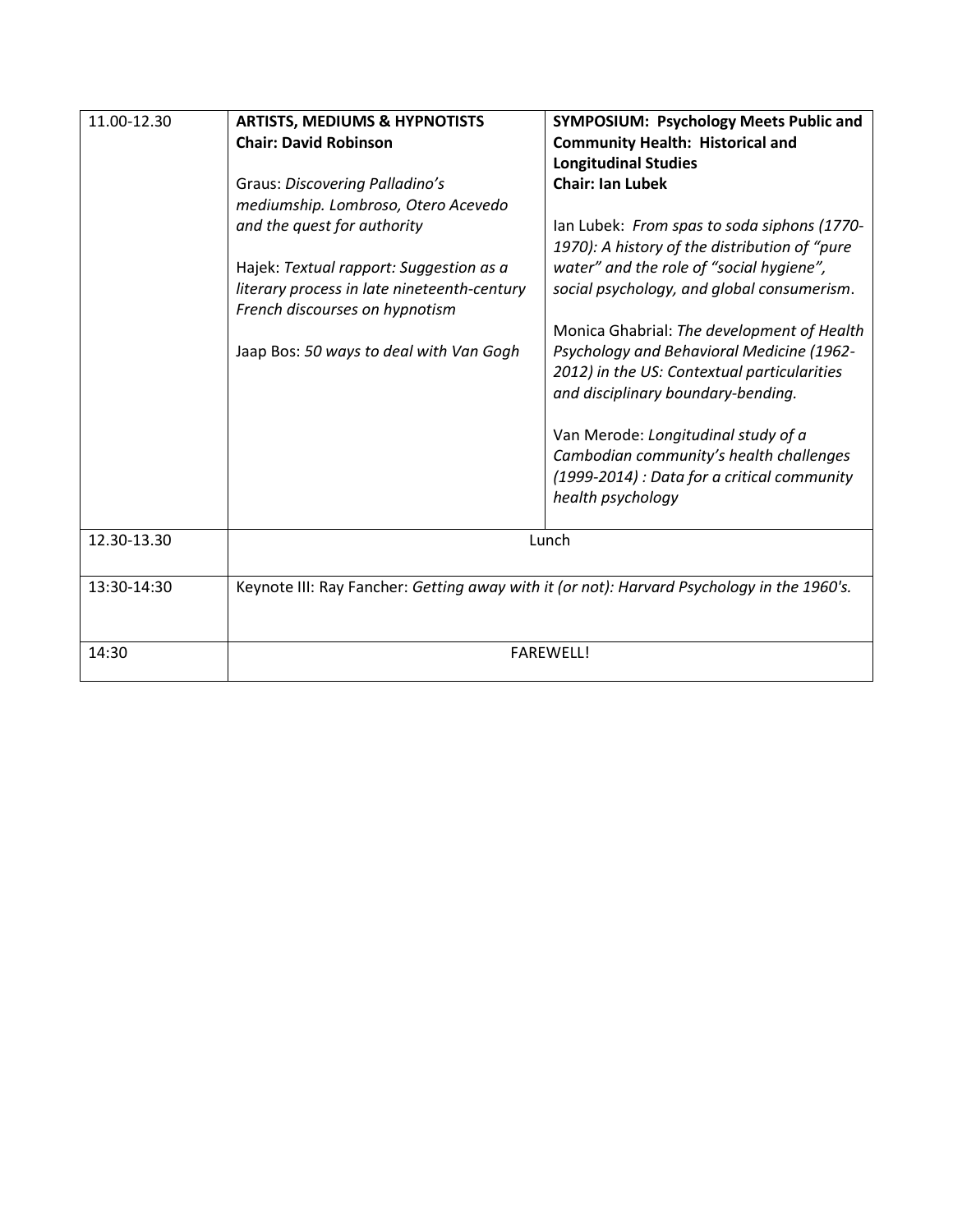| | | |
|---|---|---|
| 11.00-12.30 | **ARTISTS, MEDIUMS & HYPNOTISTS**<br>**Chair: David Robinson**<br><br>Graus: *Discovering Palladino's mediumship. Lombroso, Otero Acevedo and the quest for authority*<br><br>Hajek: *Textual rapport: Suggestion as a literary process in late nineteenth-century French discourses on hypnotism*<br><br>Jaap Bos: *50 ways to deal with Van Gogh* | **SYMPOSIUM: Psychology Meets Public and Community Health: Historical and Longitudinal Studies**<br>**Chair: Ian Lubek**<br><br>Ian Lubek: *From spas to soda siphons (1770-1970): A history of the distribution of "pure water" and the role of "social hygiene", social psychology, and global consumerism*.<br><br>Monica Ghabrial: *The development of Health Psychology and Behavioral Medicine (1962-2012) in the US: Contextual particularities and disciplinary boundary-bending.*<br><br>Van Merode: *Longitudinal study of a Cambodian community's health challenges (1999-2014) : Data for a critical community health psychology* |
| 12.30-13.30 | Lunch | |
| 13:30-14:30 | Keynote III: Ray Fancher: *Getting away with it (or not): Harvard Psychology in the 1960's.* | |
| 14:30 | FAREWELL! | |